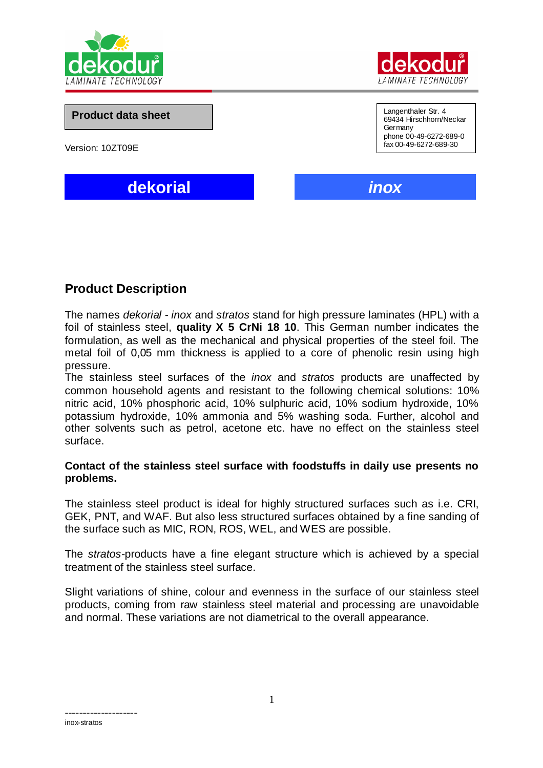dekodur LAMINATE TECHNOLOGY

**Product data sheet**

Version: 10ZT09E

Langenthaler Str. 4
69434 Hirschhorn/Neckar
Germany
phone 00-49-6272-689-0
fax 00-49-6272-689-30

**dekorial** ***inox***

## Product Description

The names *dekorial - inox* and *stratos* stand for high pressure laminates (HPL) with a foil of stainless steel, **quality X 5 CrNi 18 10**. This German number indicates the formulation, as well as the mechanical and physical properties of the steel foil. The metal foil of 0,05 mm thickness is applied to a core of phenolic resin using high pressure.

The stainless steel surfaces of the *inox* and *stratos* products are unaffected by common household agents and resistant to the following chemical solutions: 10% nitric acid, 10% phosphoric acid, 10% sulphuric acid, 10% sodium hydroxide, 10% potassium hydroxide, 10% ammonia and 5% washing soda. Further, alcohol and other solvents such as petrol, acetone etc. have no effect on the stainless steel surface.

**Contact of the stainless steel surface with foodstuffs in daily use presents no problems.**

The stainless steel product is ideal for highly structured surfaces such as i.e. CRI, GEK, PNT, and WAF. But also less structured surfaces obtained by a fine sanding of the surface such as MIC, RON, ROS, WEL, and WES are possible.

The *stratos*-products have a fine elegant structure which is achieved by a special treatment of the stainless steel surface.

Slight variations of shine, colour and evenness in the surface of our stainless steel products, coming from raw stainless steel material and processing are unavoidable and normal. These variations are not diametrical to the overall appearance.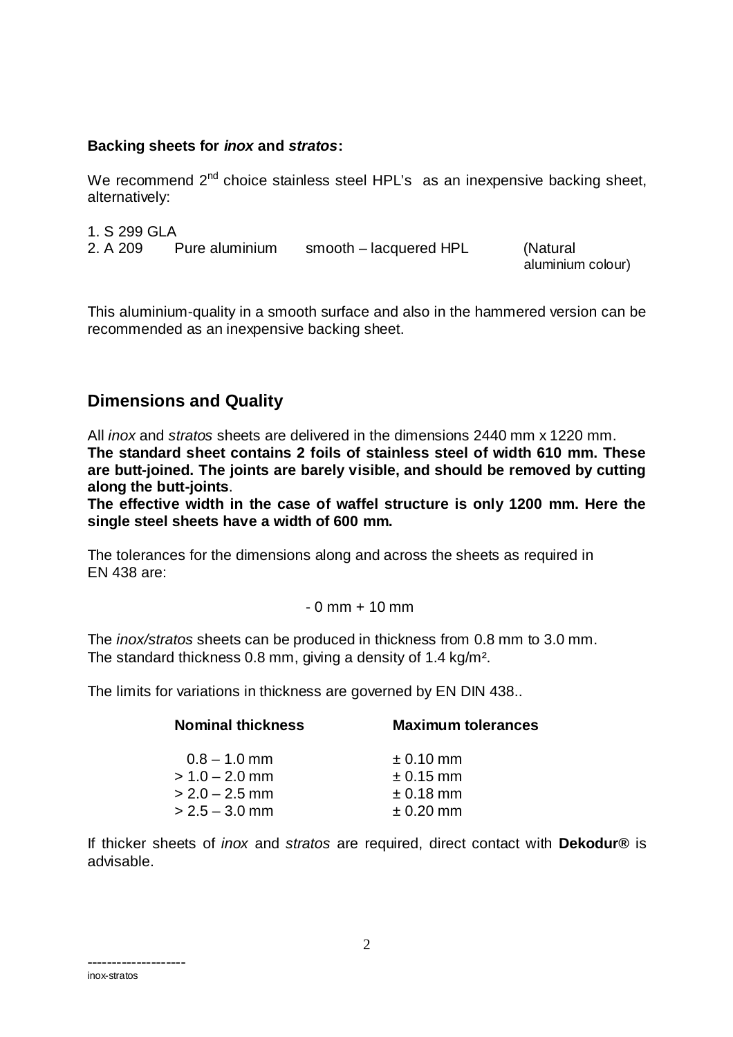**Backing sheets for *inox* and *stratos*:**

We recommend 2nd choice stainless steel HPL's as an inexpensive backing sheet, alternatively:

1. S 299 GLA
2. A 209 Pure aluminium smooth – lacquered HPL (Natural aluminium colour)

This aluminium-quality in a smooth surface and also in the hammered version can be recommended as an inexpensive backing sheet.

## Dimensions and Quality

All *inox* and *stratos* sheets are delivered in the dimensions 2440 mm x 1220 mm.
**The standard sheet contains 2 foils of stainless steel of width 610 mm. These are butt-joined. The joints are barely visible, and should be removed by cutting along the butt-joints**.
**The effective width in the case of waffel structure is only 1200 mm. Here the single steel sheets have a width of 600 mm.**

The tolerances for the dimensions along and across the sheets as required in EN 438 are:

- 0 mm + 10 mm

The *inox/stratos* sheets can be produced in thickness from 0.8 mm to 3.0 mm.
The standard thickness 0.8 mm, giving a density of 1.4 kg/m².

The limits for variations in thickness are governed by EN DIN 438..

| Nominal thickness | Maximum tolerances |
|---|---|
| 0.8 – 1.0 mm | ± 0.10 mm |
| > 1.0 – 2.0 mm | ± 0.15 mm |
| > 2.0 – 2.5 mm | ± 0.18 mm |
| > 2.5 – 3.0 mm | ± 0.20 mm |

If thicker sheets of *inox* and *stratos* are required, direct contact with **Dekodur®** is advisable.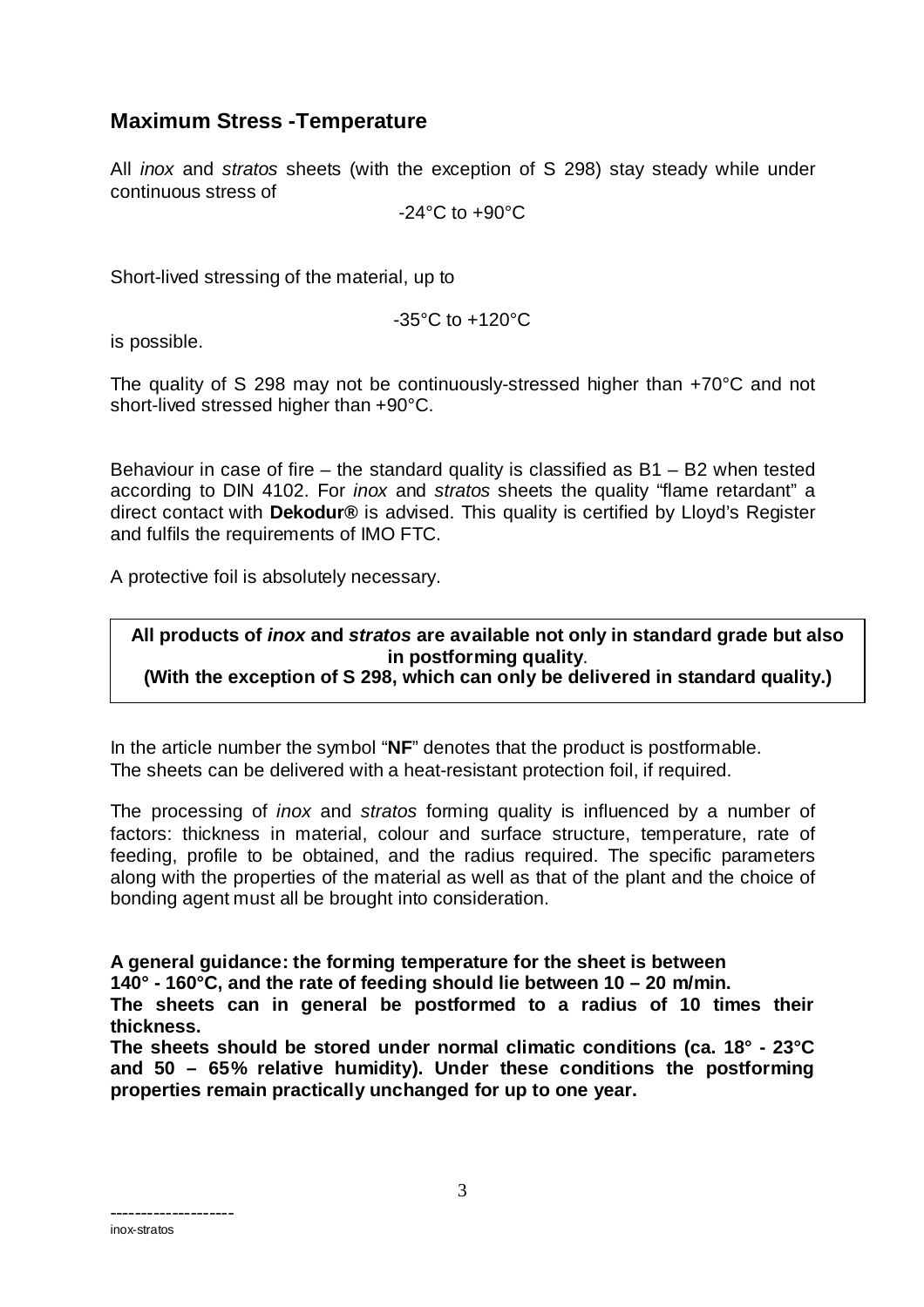## Maximum Stress -Temperature

All *inox* and *stratos* sheets (with the exception of S 298) stay steady while under continuous stress of

-24°C to +90°C

Short-lived stressing of the material, up to

-35°C to +120°C

is possible.

The quality of S 298 may not be continuously-stressed higher than +70°C and not short-lived stressed higher than +90°C.

Behaviour in case of fire – the standard quality is classified as B1 – B2 when tested according to DIN 4102. For *inox* and *stratos* sheets the quality "flame retardant" a direct contact with **Dekodur®** is advised. This quality is certified by Lloyd's Register and fulfils the requirements of IMO FTC.

A protective foil is absolutely necessary.

**All products of *inox* and *stratos* are available not only in standard grade but also in postforming quality.**
**(With the exception of S 298, which can only be delivered in standard quality.)**

In the article number the symbol "**NF**" denotes that the product is postformable.
The sheets can be delivered with a heat-resistant protection foil, if required.

The processing of *inox* and *stratos* forming quality is influenced by a number of factors: thickness in material, colour and surface structure, temperature, rate of feeding, profile to be obtained, and the radius required. The specific parameters along with the properties of the material as well as that of the plant and the choice of bonding agent must all be brought into consideration.

**A general guidance: the forming temperature for the sheet is between 140° - 160°C, and the rate of feeding should lie between 10 – 20 m/min.**
**The sheets can in general be postformed to a radius of 10 times their thickness.**
**The sheets should be stored under normal climatic conditions (ca. 18° - 23°C and 50 – 65% relative humidity). Under these conditions the postforming properties remain practically unchanged for up to one year.**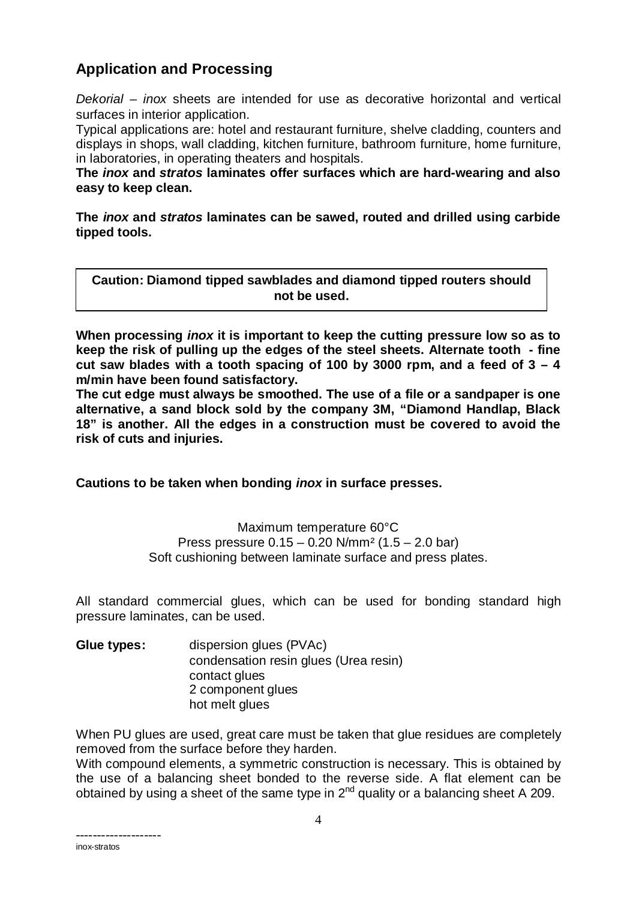## Application and Processing

*Dekorial – inox* sheets are intended for use as decorative horizontal and vertical surfaces in interior application.

Typical applications are: hotel and restaurant furniture, shelve cladding, counters and displays in shops, wall cladding, kitchen furniture, bathroom furniture, home furniture, in laboratories, in operating theaters and hospitals.

**The *inox* and *stratos* laminates offer surfaces which are hard-wearing and also easy to keep clean.**

**The *inox* and *stratos* laminates can be sawed, routed and drilled using carbide tipped tools.**

> **Caution: Diamond tipped sawblades and diamond tipped routers should not be used.**

**When processing *inox* it is important to keep the cutting pressure low so as to keep the risk of pulling up the edges of the steel sheets. Alternate tooth - fine cut saw blades with a tooth spacing of 100 by 3000 rpm, and a feed of 3 – 4 m/min have been found satisfactory.**

**The cut edge must always be smoothed. The use of a file or a sandpaper is one alternative, a sand block sold by the company 3M, "Diamond Handlap, Black 18" is another. All the edges in a construction must be covered to avoid the risk of cuts and injuries.**

**Cautions to be taken when bonding *inox* in surface presses.**

Maximum temperature 60°C
Press pressure 0.15 – 0.20 N/mm² (1.5 – 2.0 bar)
Soft cushioning between laminate surface and press plates.

All standard commercial glues, which can be used for bonding standard high pressure laminates, can be used.

**Glue types:**
- dispersion glues (PVAc)
- condensation resin glues (Urea resin)
- contact glues
- 2 component glues
- hot melt glues

When PU glues are used, great care must be taken that glue residues are completely removed from the surface before they harden.

With compound elements, a symmetric construction is necessary. This is obtained by the use of a balancing sheet bonded to the reverse side. A flat element can be obtained by using a sheet of the same type in 2nd quality or a balancing sheet A 209.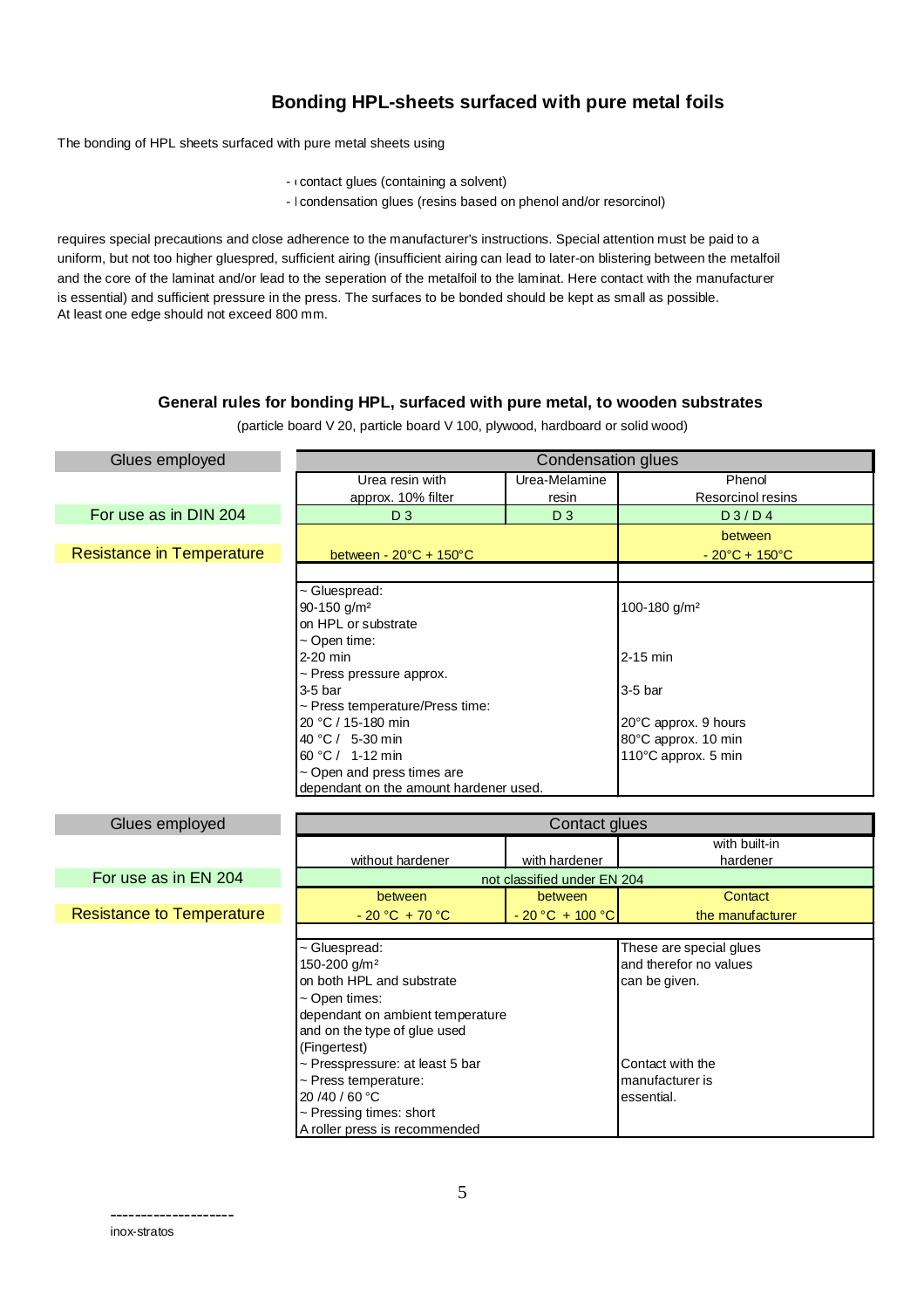## Bonding HPL-sheets surfaced with pure metal foils

The bonding of HPL sheets surfaced with pure metal sheets using

- contact glues (containing a solvent)
- condensation glues (resins based on phenol and/or resorcinol)

requires special precautions and close adherence to the manufacturer's instructions. Special attention must be paid to a uniform, but not too higher gluespred, sufficient airing (insufficient airing can lead to later-on blistering between the metalfoil and the core of the laminat and/or lead to the seperation of the metalfoil to the laminat. Here contact with the manufacturer is essential) and sufficient pressure in the press. The surfaces to be bonded should be kept as small as possible.
At least one edge should not exceed 800 mm.

### General rules for bonding HPL, surfaced with pure metal, to wooden substrates

(particle board V 20, particle board V 100, plywood, hardboard or solid wood)

| Glues employed | Condensation glues | | |
|---|---|---|---|
| | Urea resin with approx. 10% filter | Urea-Melamine resin | Phenol Resorcinol resins |
| For use as in DIN 204 | D 3 | D 3 | D 3 / D 4 |
| Resistance in Temperature | between - 20°C + 150°C | | between - 20°C + 150°C |
| | ~ Gluespread:<br>90-150 g/m²<br>on HPL or substrate<br>~ Open time:<br>2-20 min<br>~ Press pressure approx.<br>3-5 bar<br>~ Press temperature/Press time:<br>20 °C / 15-180 min<br>40 °C / 5-30 min<br>60 °C / 1-12 min<br>~ Open and press times are dependant on the amount hardener used. | | 100-180 g/m²<br><br>2-15 min<br><br>3-5 bar<br><br>20°C approx. 9 hours<br>80°C approx. 10 min<br>110°C approx. 5 min |

| Glues employed | Contact glues | | |
|---|---|---|---|
| | without hardener | with hardener | with built-in hardener |
| For use as in EN 204 | not classified under EN 204 | | |
| Resistance to Temperature | between - 20 °C + 70 °C | between - 20 °C + 100 °C | Contact the manufacturer |
| | ~ Gluespread:<br>150-200 g/m²<br>on both HPL and substrate<br>~ Open times:<br>dependant on ambient temperature and on the type of glue used (Fingertest)<br>~ Presspressure: at least 5 bar<br>~ Press temperature:<br>20 /40 / 60 °C<br>~ Pressing times: short<br>A roller press is recommended | | These are special glues and therefor no values can be given.<br><br>Contact with the manufacturer is essential. |

--------------------
inox-stratos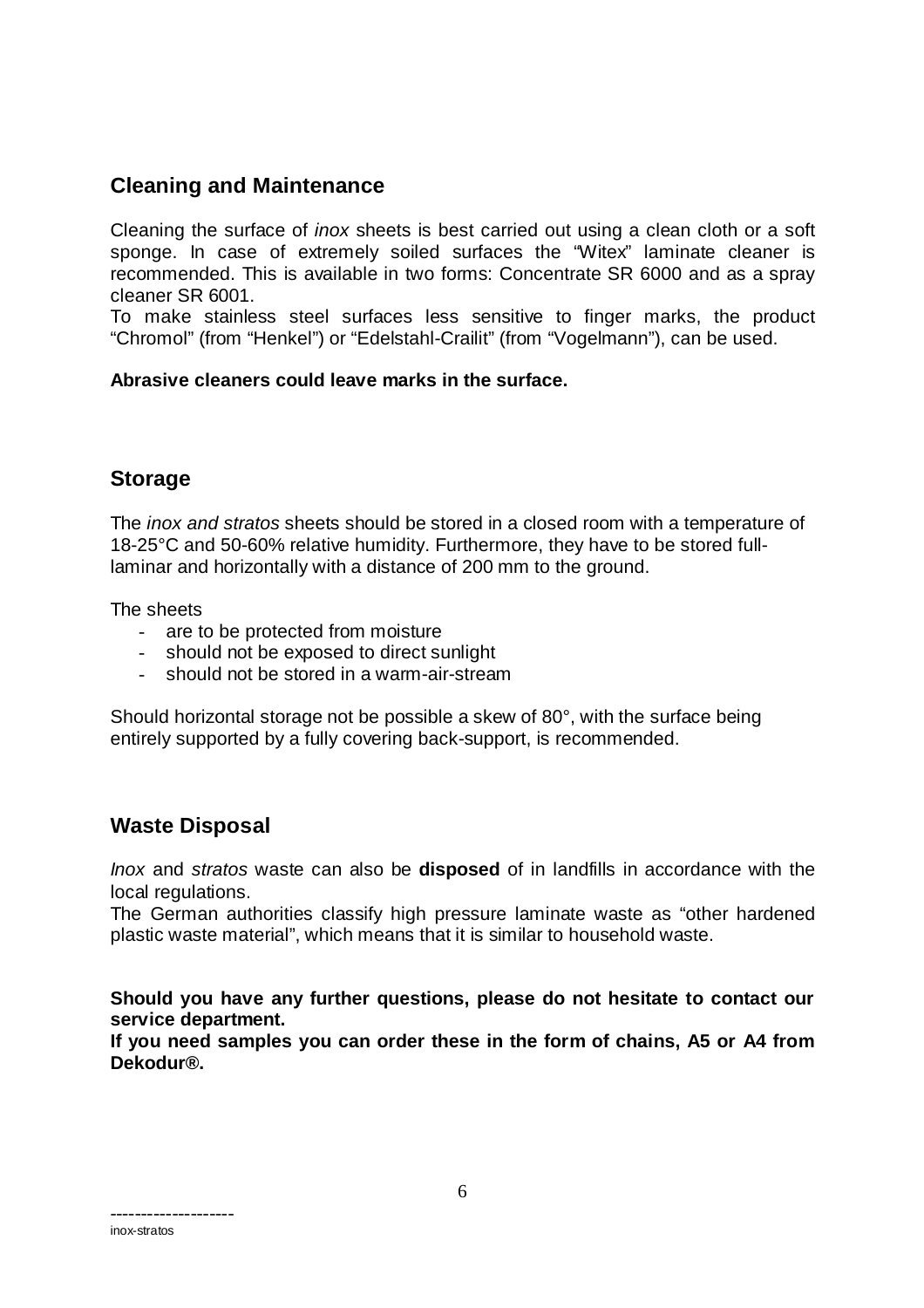## Cleaning and Maintenance

Cleaning the surface of *inox* sheets is best carried out using a clean cloth or a soft sponge. In case of extremely soiled surfaces the "Witex" laminate cleaner is recommended. This is available in two forms: Concentrate SR 6000 and as a spray cleaner SR 6001.
To make stainless steel surfaces less sensitive to finger marks, the product "Chromol" (from "Henkel") or "Edelstahl-Crailit" (from "Vogelmann"), can be used.

**Abrasive cleaners could leave marks in the surface.**

## Storage

The *inox and stratos* sheets should be stored in a closed room with a temperature of 18-25°C and 50-60% relative humidity. Furthermore, they have to be stored full-laminar and horizontally with a distance of 200 mm to the ground.

The sheets

- are to be protected from moisture
- should not be exposed to direct sunlight
- should not be stored in a warm-air-stream

Should horizontal storage not be possible a skew of 80°, with the surface being entirely supported by a fully covering back-support, is recommended.

## Waste Disposal

*Inox* and *stratos* waste can also be **disposed** of in landfills in accordance with the local regulations.
The German authorities classify high pressure laminate waste as "other hardened plastic waste material", which means that it is similar to household waste.

**Should you have any further questions, please do not hesitate to contact our service department.**
**If you need samples you can order these in the form of chains, A5 or A4 from Dekodur®.**